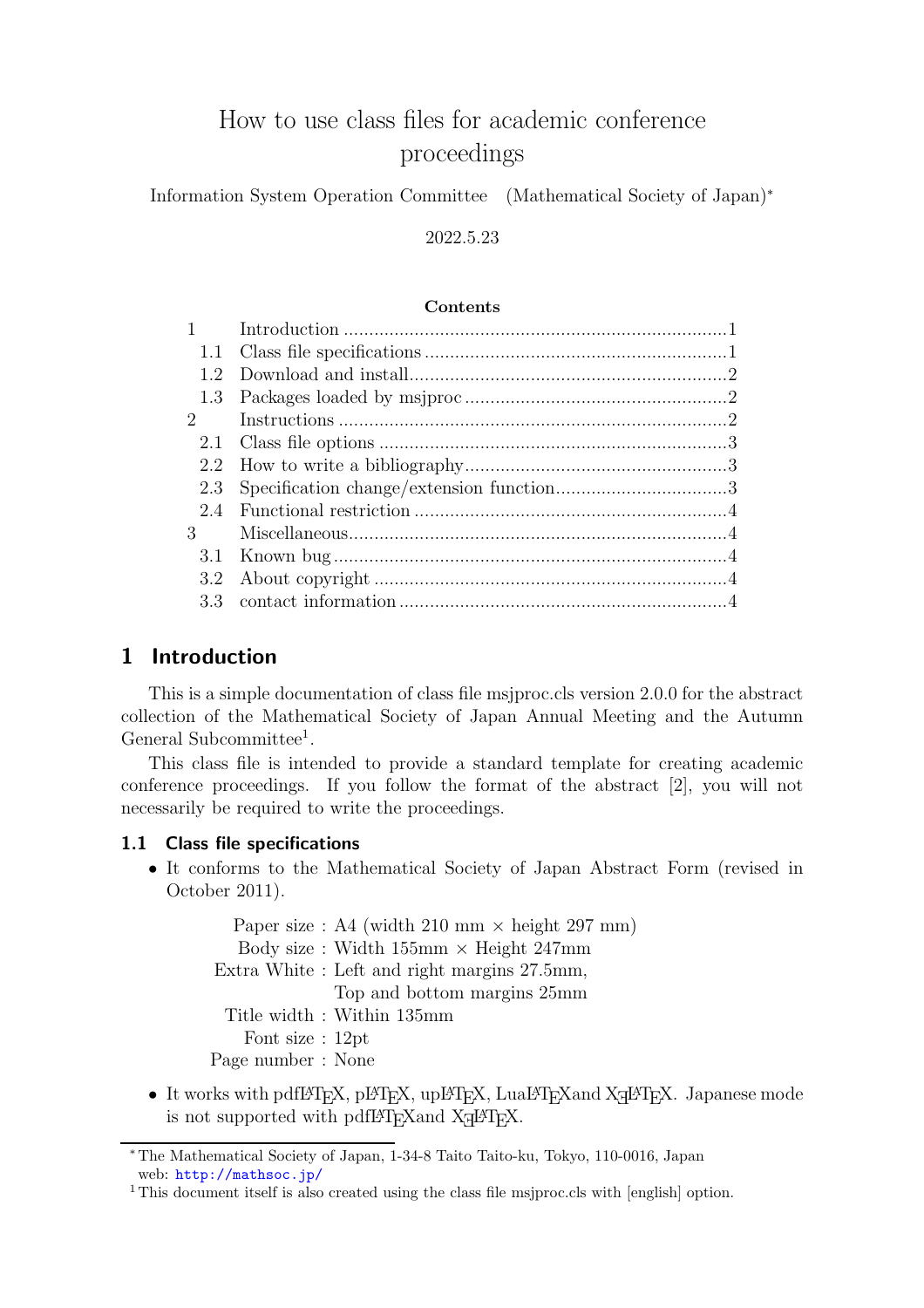# How to use class files for academic conference proceedings

Information System Operation Committee (Mathematical Society of Japan)*

2022.5.23

**Contents**

| | | |
|---|---|---|
| 1 | Introduction | 1 |
| 1.1 | Class file specifications | 1 |
| 1.2 | Download and install | 2 |
| 1.3 | Packages loaded by msjproc | 2 |
| 2 | Instructions | 2 |
| 2.1 | Class file options | 3 |
| 2.2 | How to write a bibliography | 3 |
| 2.3 | Specification change/extension function | 3 |
| 2.4 | Functional restriction | 4 |
| 3 | Miscellaneous | 4 |
| 3.1 | Known bug | 4 |
| 3.2 | About copyright | 4 |
| 3.3 | contact information | 4 |

## 1 Introduction

This is a simple documentation of class file msjproc.cls version 2.0.0 for the abstract collection of the Mathematical Society of Japan Annual Meeting and the Autumn General Subcommittee[1].

This class file is intended to provide a standard template for creating academic conference proceedings. If you follow the format of the abstract [2], you will not necessarily be required to write the proceedings.

### 1.1 Class file specifications

- It conforms to the Mathematical Society of Japan Abstract Form (revised in October 2011).

| | |
|---|---|
| Paper size : | A4 (width 210 mm × height 297 mm) |
| Body size : | Width 155mm × Height 247mm |
| Extra White : | Left and right margins 27.5mm, Top and bottom margins 25mm |
| Title width : | Within 135mm |
| Font size : | 12pt |
| Page number : | None |

- It works with pdfLaTeX, pLaTeX, upLaTeX, LuaLaTeXand XeLaTeX. Japanese mode is not supported with pdfLaTeXand XeLaTeX.

---

* The Mathematical Society of Japan, 1-34-8 Taito Taito-ku, Tokyo, 110-0016, Japan
web: http://mathsoc.jp/

[1] This document itself is also created using the class file msjproc.cls with [english] option.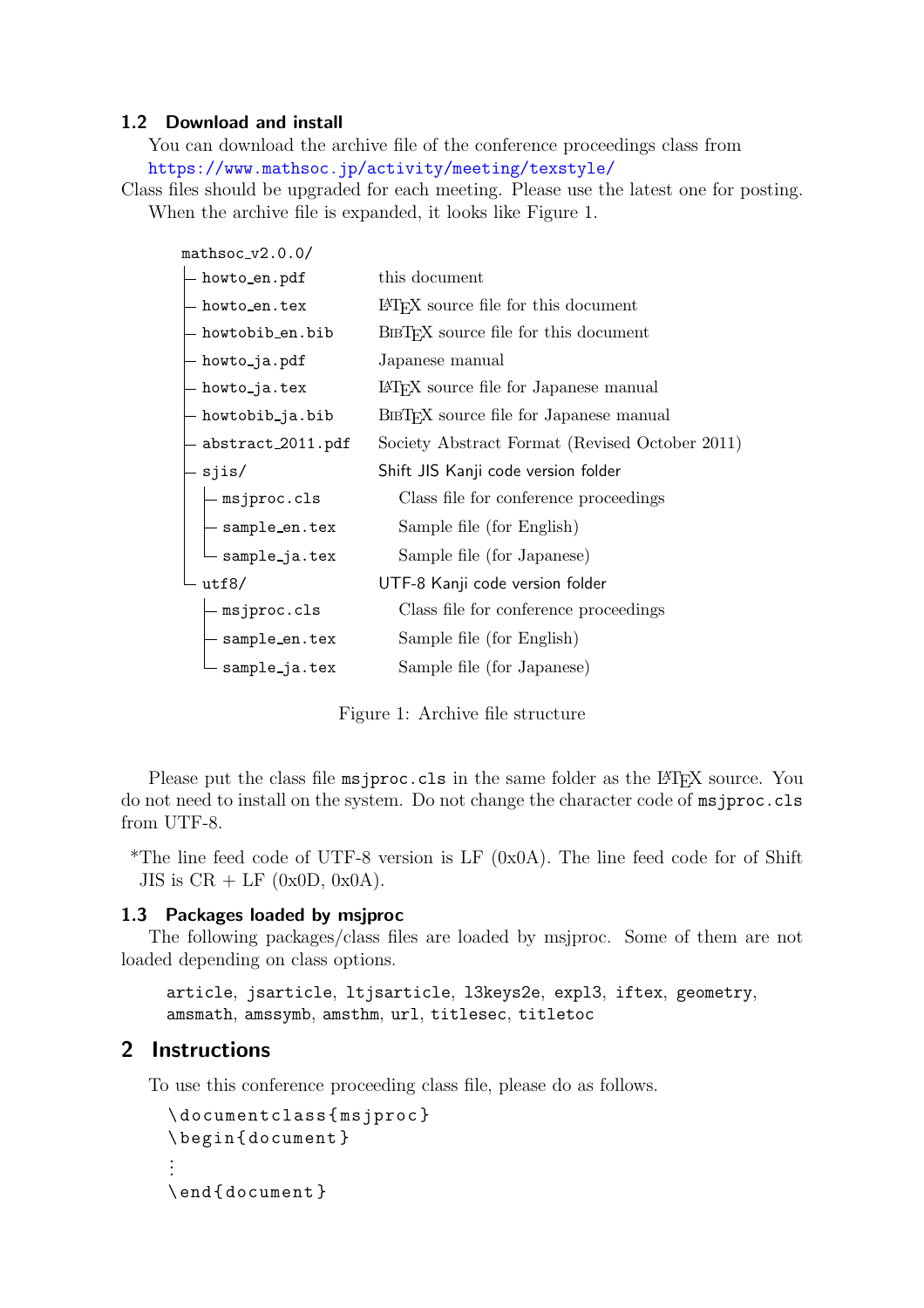### 1.2 Download and install

You can download the archive file of the conference proceedings class from https://www.mathsoc.jp/activity/meeting/texstyle/

Class files should be upgraded for each meeting. Please use the latest one for posting.

When the archive file is expanded, it looks like Figure 1.

```
mathsoc_v2.0.0/
├ howto_en.pdf          this document
├ howto_en.tex          LaTeX source file for this document
├ howtobib_en.bib       BibTeX source file for this document
├ howto_ja.pdf          Japanese manual
├ howto_ja.tex          LaTeX source file for Japanese manual
├ howtobib_ja.bib       BibTeX source file for Japanese manual
├ abstract_2011.pdf     Society Abstract Format (Revised October 2011)
├ sjis/                 Shift JIS Kanji code version folder
│ ├ msjproc.cls           Class file for conference proceedings
│ ├ sample_en.tex         Sample file (for English)
│ └ sample_ja.tex         Sample file (for Japanese)
└ utf8/                 UTF-8 Kanji code version folder
  ├ msjproc.cls           Class file for conference proceedings
  ├ sample_en.tex         Sample file (for English)
  └ sample_ja.tex         Sample file (for Japanese)
```

Figure 1: Archive file structure

Please put the class file `msjproc.cls` in the same folder as the LaTeX source. You do not need to install on the system. Do not change the character code of `msjproc.cls` from UTF-8.

*The line feed code of UTF-8 version is LF (0x0A). The line feed code for of Shift JIS is CR + LF (0x0D, 0x0A).

### 1.3 Packages loaded by msjproc

The following packages/class files are loaded by msjproc. Some of them are not loaded depending on class options.

`article`, `jsarticle`, `ltjsarticle`, `l3keys2e`, `expl3`, `iftex`, `geometry`, `amsmath`, `amssymb`, `amsthm`, `url`, `titlesec`, `titletoc`

## 2 Instructions

To use this conference proceeding class file, please do as follows.

```
\documentclass{msjproc}
\begin{document}
⋮
\end{document}
```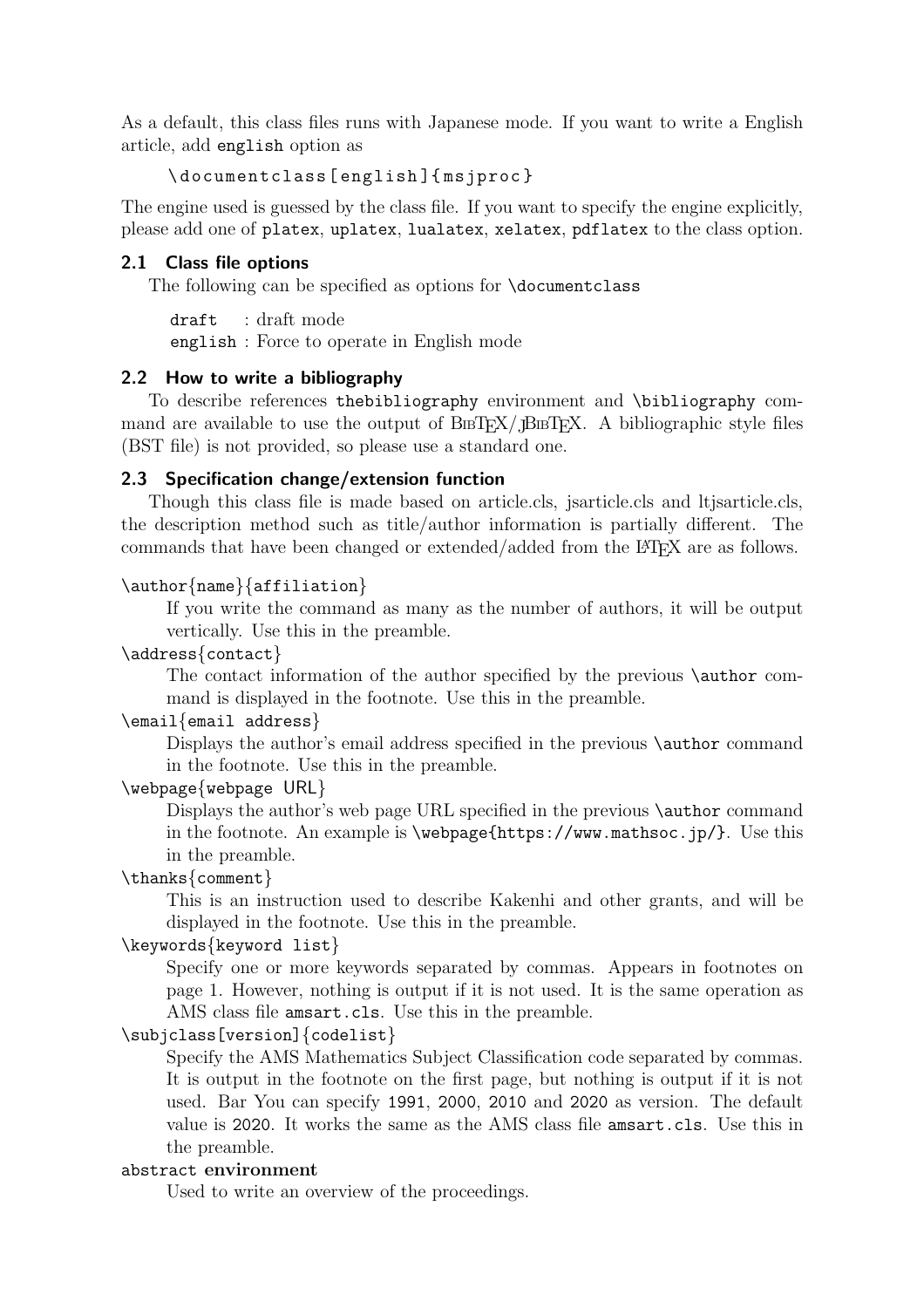As a default, this class files runs with Japanese mode. If you want to write a English article, add `english` option as

```
\documentclass[english]{msjproc}
```

The engine used is guessed by the class file. If you want to specify the engine explicitly, please add one of `platex`, `uplatex`, `lualatex`, `xelatex`, `pdflatex` to the class option.

### 2.1 Class file options

The following can be specified as options for `\documentclass`

`draft` : draft mode
`english` : Force to operate in English mode

### 2.2 How to write a bibliography

To describe references `thebibliography` environment and `\bibliography` command are available to use the output of BibTeX/JBibTeX. A bibliographic style files (BST file) is not provided, so please use a standard one.

### 2.3 Specification change/extension function

Though this class file is made based on article.cls, jsarticle.cls and ltjsarticle.cls, the description method such as title/author information is partially different. The commands that have been changed or extended/added from the LaTeX are as follows.

`\author{name}{affiliation}`
: If you write the command as many as the number of authors, it will be output vertically. Use this in the preamble.

`\address{contact}`
: The contact information of the author specified by the previous `\author` command is displayed in the footnote. Use this in the preamble.

`\email{email address}`
: Displays the author's email address specified in the previous `\author` command in the footnote. Use this in the preamble.

`\webpage{webpage URL}`
: Displays the author's web page URL specified in the previous `\author` command in the footnote. An example is `\webpage{https://www.mathsoc.jp/}`. Use this in the preamble.

`\thanks{comment}`
: This is an instruction used to describe Kakenhi and other grants, and will be displayed in the footnote. Use this in the preamble.

`\keywords{keyword list}`
: Specify one or more keywords separated by commas. Appears in footnotes on page 1. However, nothing is output if it is not used. It is the same operation as AMS class file `amsart.cls`. Use this in the preamble.

`\subjclass[version]{codelist}`
: Specify the AMS Mathematics Subject Classification code separated by commas. It is output in the footnote on the first page, but nothing is output if it is not used. Bar You can specify `1991`, `2000`, `2010` and `2020` as version. The default value is `2020`. It works the same as the AMS class file `amsart.cls`. Use this in the preamble.

`abstract` **environment**
: Used to write an overview of the proceedings.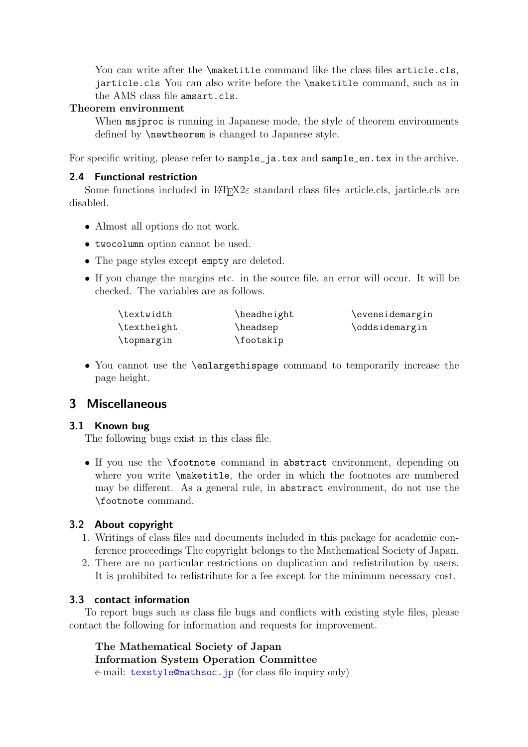You can write after the `\maketitle` command like the class files `article.cls`, `jarticle.cls` You can also write before the `\maketitle` command, such as in the AMS class file `amsart.cls`.

**Theorem environment**

When `msjproc` is running in Japanese mode, the style of theorem environments defined by `\newtheorem` is changed to Japanese style.

For specific writing, please refer to `sample_ja.tex` and `sample_en.tex` in the archive.

### 2.4 Functional restriction

Some functions included in LaTeX2$\varepsilon$ standard class files article.cls, jarticle.cls are disabled.

- Almost all options do not work.
- `twocolumn` option cannot be used.
- The page styles except `empty` are deleted.
- If you change the margins etc. in the source file, an error will occur. It will be checked. The variables are as follows.

| | | |
|---|---|---|
| `\textwidth` | `\headheight` | `\evensidemargin` |
| `\textheight` | `\headsep` | `\oddsidemargin` |
| `\topmargin` | `\footskip` | |

- You cannot use the `\enlargethispage` command to temporarily increase the page height.

## 3 Miscellaneous

### 3.1 Known bug

The following bugs exist in this class file.

- If you use the `\footnote` command in `abstract` environment, depending on where you write `\maketitle`, the order in which the footnotes are numbered may be different. As a general rule, in `abstract` environment, do not use the `\footnote` command.

### 3.2 About copyright

1. Writings of class files and documents included in this package for academic conference proceedings The copyright belongs to the Mathematical Society of Japan.
2. There are no particular restrictions on duplication and redistribution by users. It is prohibited to redistribute for a fee except for the minimum necessary cost.

### 3.3 contact information

To report bugs such as class file bugs and conflicts with existing style files, please contact the following for information and requests for improvement.

**The Mathematical Society of Japan**
**Information System Operation Committee**
e-mail: `texstyle@mathsoc.jp` (for class file inquiry only)